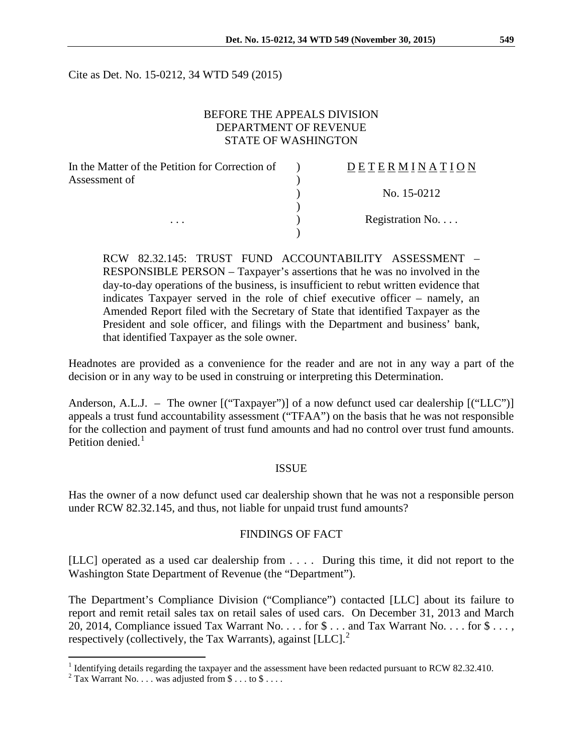Cite as Det. No. 15-0212, 34 WTD 549 (2015)

BEFORE THE APPEALS DIVISION
DEPARTMENT OF REVENUE
STATE OF WASHINGTON

| | | |
|---|---|---|
| In the Matter of the Petition for Correction of Assessment of | ) | D E T E R M I N A T I O N |
| | ) | No. 15-0212 |
| . . . | ) | Registration No. . . . |

RCW 82.32.145: TRUST FUND ACCOUNTABILITY ASSESSMENT – RESPONSIBLE PERSON – Taxpayer's assertions that he was no involved in the day-to-day operations of the business, is insufficient to rebut written evidence that indicates Taxpayer served in the role of chief executive officer – namely, an Amended Report filed with the Secretary of State that identified Taxpayer as the President and sole officer, and filings with the Department and business' bank, that identified Taxpayer as the sole owner.

Headnotes are provided as a convenience for the reader and are not in any way a part of the decision or in any way to be used in construing or interpreting this Determination.

Anderson, A.L.J. – The owner [("Taxpayer")] of a now defunct used car dealership [("LLC")] appeals a trust fund accountability assessment ("TFAA") on the basis that he was not responsible for the collection and payment of trust fund amounts and had no control over trust fund amounts. Petition denied.[1]

## ISSUE

Has the owner of a now defunct used car dealership shown that he was not a responsible person under RCW 82.32.145, and thus, not liable for unpaid trust fund amounts?

## FINDINGS OF FACT

[LLC] operated as a used car dealership from . . . . During this time, it did not report to the Washington State Department of Revenue (the "Department").

The Department's Compliance Division ("Compliance") contacted [LLC] about its failure to report and remit retail sales tax on retail sales of used cars. On December 31, 2013 and March 20, 2014, Compliance issued Tax Warrant No. . . . for $ . . . and Tax Warrant No. . . . for $ . . . , respectively (collectively, the Tax Warrants), against [LLC].[2]

---

[1] Identifying details regarding the taxpayer and the assessment have been redacted pursuant to RCW 82.32.410.

[2] Tax Warrant No. . . . was adjusted from $ . . . to $ . . . .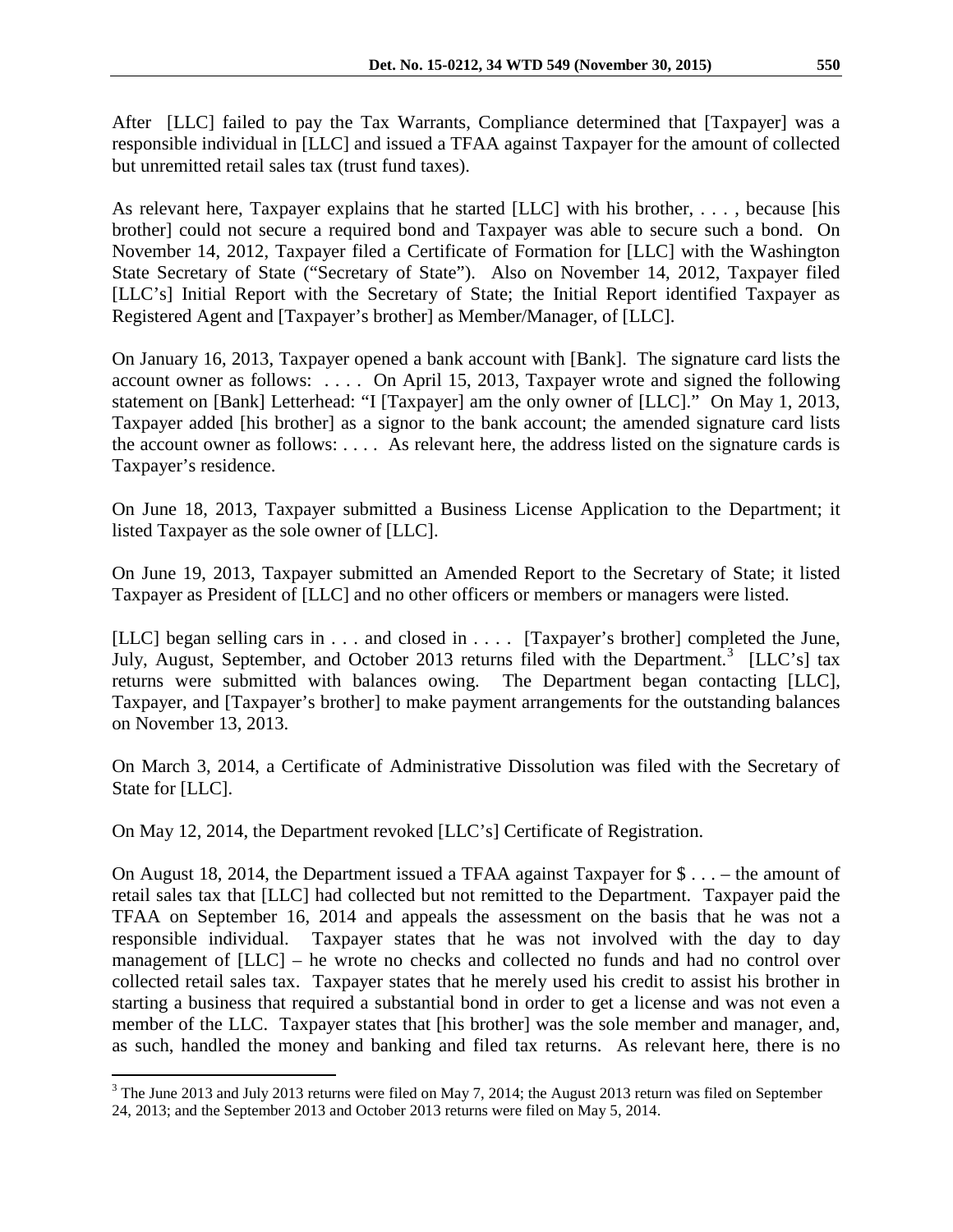After [LLC] failed to pay the Tax Warrants, Compliance determined that [Taxpayer] was a responsible individual in [LLC] and issued a TFAA against Taxpayer for the amount of collected but unremitted retail sales tax (trust fund taxes).

As relevant here, Taxpayer explains that he started [LLC] with his brother, . . . , because [his brother] could not secure a required bond and Taxpayer was able to secure such a bond. On November 14, 2012, Taxpayer filed a Certificate of Formation for [LLC] with the Washington State Secretary of State ("Secretary of State"). Also on November 14, 2012, Taxpayer filed [LLC's] Initial Report with the Secretary of State; the Initial Report identified Taxpayer as Registered Agent and [Taxpayer's brother] as Member/Manager, of [LLC].

On January 16, 2013, Taxpayer opened a bank account with [Bank]. The signature card lists the account owner as follows: . . . . On April 15, 2013, Taxpayer wrote and signed the following statement on [Bank] Letterhead: "I [Taxpayer] am the only owner of [LLC]." On May 1, 2013, Taxpayer added [his brother] as a signor to the bank account; the amended signature card lists the account owner as follows: . . . . As relevant here, the address listed on the signature cards is Taxpayer's residence.

On June 18, 2013, Taxpayer submitted a Business License Application to the Department; it listed Taxpayer as the sole owner of [LLC].

On June 19, 2013, Taxpayer submitted an Amended Report to the Secretary of State; it listed Taxpayer as President of [LLC] and no other officers or members or managers were listed.

[LLC] began selling cars in . . . and closed in . . . . [Taxpayer's brother] completed the June, July, August, September, and October 2013 returns filed with the Department.[3] [LLC's] tax returns were submitted with balances owing. The Department began contacting [LLC], Taxpayer, and [Taxpayer's brother] to make payment arrangements for the outstanding balances on November 13, 2013.

On March 3, 2014, a Certificate of Administrative Dissolution was filed with the Secretary of State for [LLC].

On May 12, 2014, the Department revoked [LLC's] Certificate of Registration.

On August 18, 2014, the Department issued a TFAA against Taxpayer for $ . . . – the amount of retail sales tax that [LLC] had collected but not remitted to the Department. Taxpayer paid the TFAA on September 16, 2014 and appeals the assessment on the basis that he was not a responsible individual. Taxpayer states that he was not involved with the day to day management of [LLC] – he wrote no checks and collected no funds and had no control over collected retail sales tax. Taxpayer states that he merely used his credit to assist his brother in starting a business that required a substantial bond in order to get a license and was not even a member of the LLC. Taxpayer states that [his brother] was the sole member and manager, and, as such, handled the money and banking and filed tax returns. As relevant here, there is no

[3] The June 2013 and July 2013 returns were filed on May 7, 2014; the August 2013 return was filed on September 24, 2013; and the September 2013 and October 2013 returns were filed on May 5, 2014.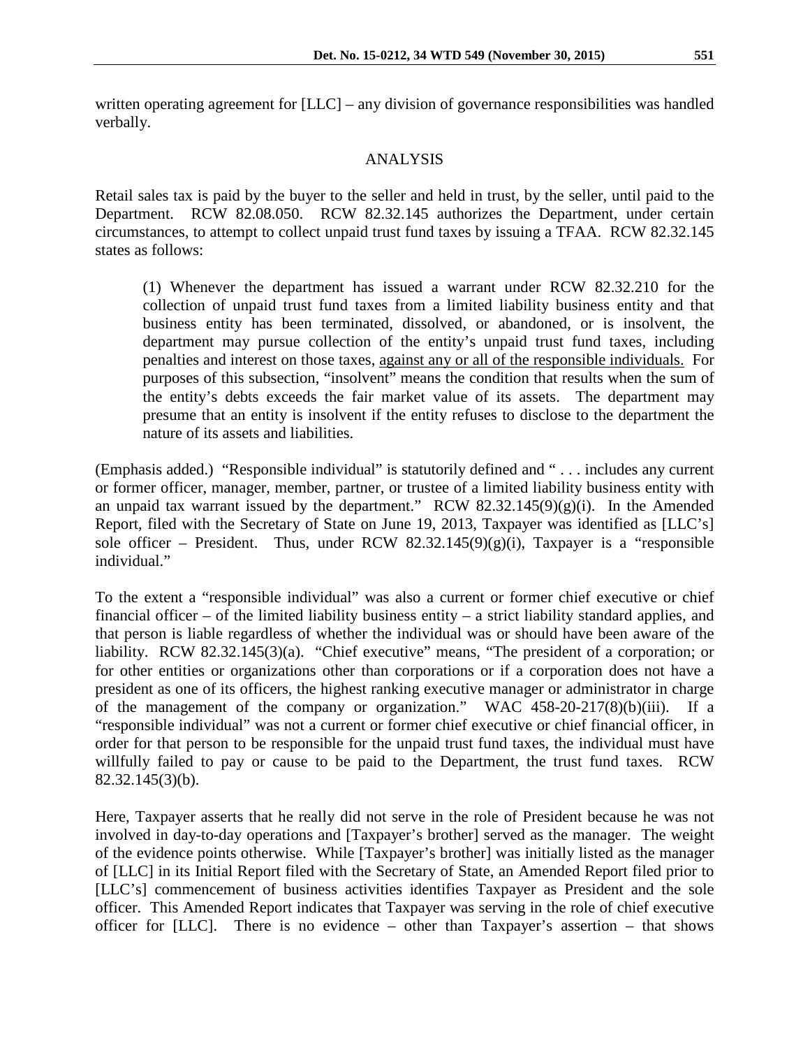written operating agreement for [LLC] – any division of governance responsibilities was handled verbally.

## ANALYSIS

Retail sales tax is paid by the buyer to the seller and held in trust, by the seller, until paid to the Department. RCW 82.08.050. RCW 82.32.145 authorizes the Department, under certain circumstances, to attempt to collect unpaid trust fund taxes by issuing a TFAA. RCW 82.32.145 states as follows:

> (1) Whenever the department has issued a warrant under RCW 82.32.210 for the collection of unpaid trust fund taxes from a limited liability business entity and that business entity has been terminated, dissolved, or abandoned, or is insolvent, the department may pursue collection of the entity's unpaid trust fund taxes, including penalties and interest on those taxes, <u>against any or all of the responsible individuals.</u> For purposes of this subsection, "insolvent" means the condition that results when the sum of the entity's debts exceeds the fair market value of its assets. The department may presume that an entity is insolvent if the entity refuses to disclose to the department the nature of its assets and liabilities.

(Emphasis added.) "Responsible individual" is statutorily defined and " . . . includes any current or former officer, manager, member, partner, or trustee of a limited liability business entity with an unpaid tax warrant issued by the department." RCW 82.32.145(9)(g)(i). In the Amended Report, filed with the Secretary of State on June 19, 2013, Taxpayer was identified as [LLC's] sole officer – President. Thus, under RCW 82.32.145(9)(g)(i), Taxpayer is a "responsible individual."

To the extent a "responsible individual" was also a current or former chief executive or chief financial officer – of the limited liability business entity – a strict liability standard applies, and that person is liable regardless of whether the individual was or should have been aware of the liability. RCW 82.32.145(3)(a). "Chief executive" means, "The president of a corporation; or for other entities or organizations other than corporations or if a corporation does not have a president as one of its officers, the highest ranking executive manager or administrator in charge of the management of the company or organization." WAC 458-20-217(8)(b)(iii). If a "responsible individual" was not a current or former chief executive or chief financial officer, in order for that person to be responsible for the unpaid trust fund taxes, the individual must have willfully failed to pay or cause to be paid to the Department, the trust fund taxes. RCW 82.32.145(3)(b).

Here, Taxpayer asserts that he really did not serve in the role of President because he was not involved in day-to-day operations and [Taxpayer's brother] served as the manager. The weight of the evidence points otherwise. While [Taxpayer's brother] was initially listed as the manager of [LLC] in its Initial Report filed with the Secretary of State, an Amended Report filed prior to [LLC's] commencement of business activities identifies Taxpayer as President and the sole officer. This Amended Report indicates that Taxpayer was serving in the role of chief executive officer for [LLC]. There is no evidence – other than Taxpayer's assertion – that shows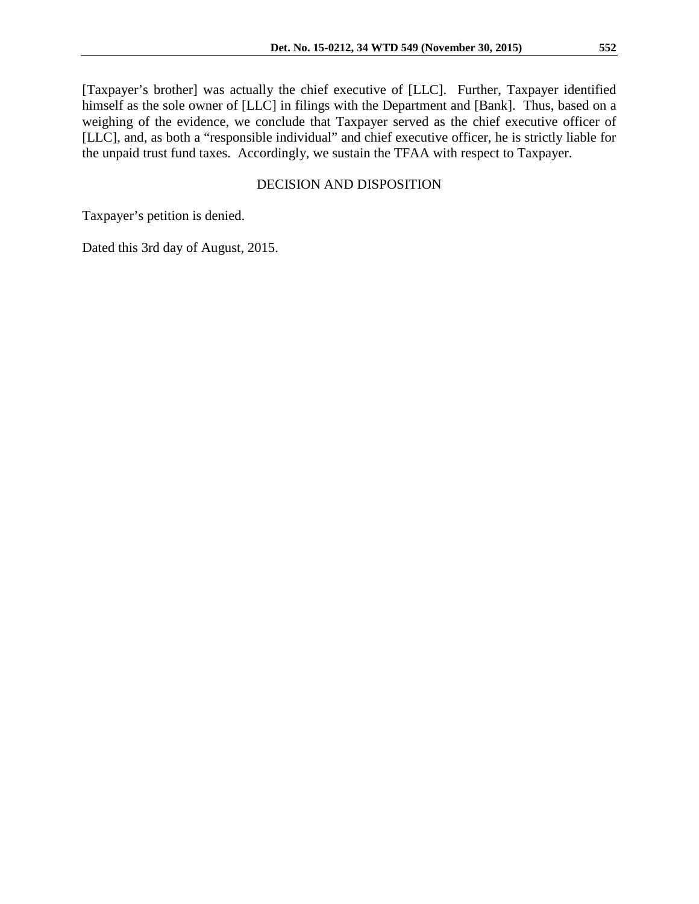[Taxpayer's brother] was actually the chief executive of [LLC]. Further, Taxpayer identified himself as the sole owner of [LLC] in filings with the Department and [Bank]. Thus, based on a weighing of the evidence, we conclude that Taxpayer served as the chief executive officer of [LLC], and, as both a "responsible individual" and chief executive officer, he is strictly liable for the unpaid trust fund taxes. Accordingly, we sustain the TFAA with respect to Taxpayer.

## DECISION AND DISPOSITION

Taxpayer's petition is denied.

Dated this 3rd day of August, 2015.